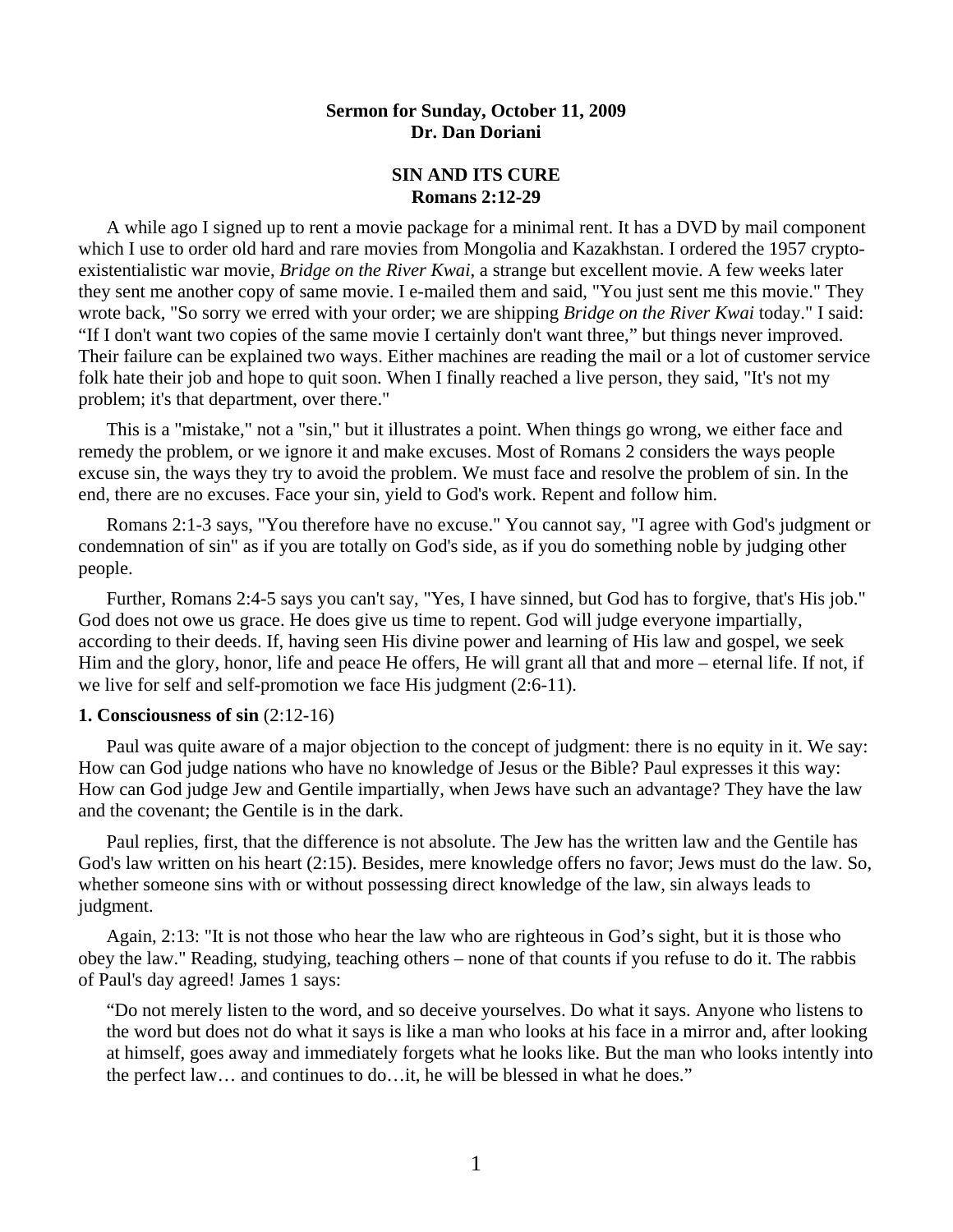**Sermon for Sunday, October 11, 2009**
**Dr. Dan Doriani**

**SIN AND ITS CURE**
**Romans 2:12-29**

A while ago I signed up to rent a movie package for a minimal rent. It has a DVD by mail component which I use to order old hard and rare movies from Mongolia and Kazakhstan. I ordered the 1957 crypto-existentialistic war movie, *Bridge on the River Kwai*, a strange but excellent movie. A few weeks later they sent me another copy of same movie. I e-mailed them and said, "You just sent me this movie." They wrote back, "So sorry we erred with your order; we are shipping *Bridge on the River Kwai* today." I said: "If I don't want two copies of the same movie I certainly don't want three," but things never improved. Their failure can be explained two ways. Either machines are reading the mail or a lot of customer service folk hate their job and hope to quit soon. When I finally reached a live person, they said, "It's not my problem; it's that department, over there."

This is a "mistake," not a "sin," but it illustrates a point. When things go wrong, we either face and remedy the problem, or we ignore it and make excuses. Most of Romans 2 considers the ways people excuse sin, the ways they try to avoid the problem. We must face and resolve the problem of sin. In the end, there are no excuses. Face your sin, yield to God's work. Repent and follow him.

Romans 2:1-3 says, "You therefore have no excuse." You cannot say, "I agree with God's judgment or condemnation of sin" as if you are totally on God's side, as if you do something noble by judging other people.

Further, Romans 2:4-5 says you can't say, "Yes, I have sinned, but God has to forgive, that's His job." God does not owe us grace. He does give us time to repent. God will judge everyone impartially, according to their deeds. If, having seen His divine power and learning of His law and gospel, we seek Him and the glory, honor, life and peace He offers, He will grant all that and more – eternal life. If not, if we live for self and self-promotion we face His judgment (2:6-11).

**1. Consciousness of sin** (2:12-16)

Paul was quite aware of a major objection to the concept of judgment: there is no equity in it. We say: How can God judge nations who have no knowledge of Jesus or the Bible? Paul expresses it this way: How can God judge Jew and Gentile impartially, when Jews have such an advantage? They have the law and the covenant; the Gentile is in the dark.

Paul replies, first, that the difference is not absolute. The Jew has the written law and the Gentile has God's law written on his heart (2:15). Besides, mere knowledge offers no favor; Jews must do the law. So, whether someone sins with or without possessing direct knowledge of the law, sin always leads to judgment.

Again, 2:13: "It is not those who hear the law who are righteous in God's sight, but it is those who obey the law." Reading, studying, teaching others – none of that counts if you refuse to do it. The rabbis of Paul's day agreed! James 1 says:

> "Do not merely listen to the word, and so deceive yourselves. Do what it says. Anyone who listens to the word but does not do what it says is like a man who looks at his face in a mirror and, after looking at himself, goes away and immediately forgets what he looks like. But the man who looks intently into the perfect law… and continues to do…it, he will be blessed in what he does."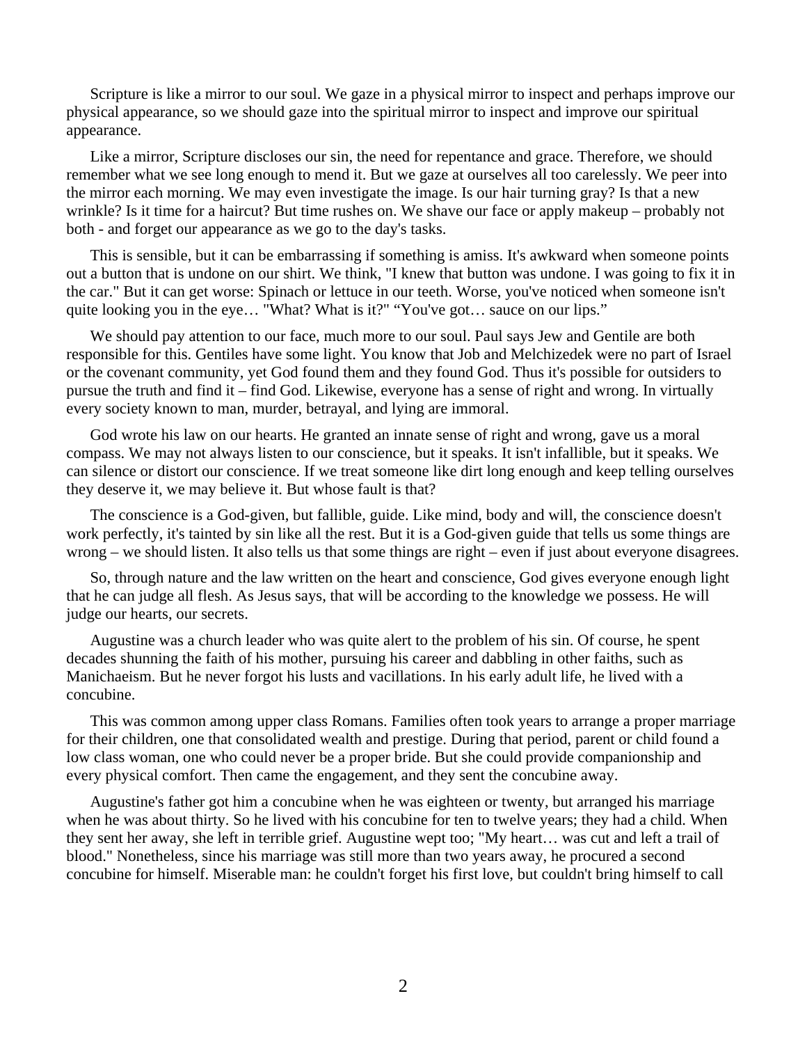Scripture is like a mirror to our soul. We gaze in a physical mirror to inspect and perhaps improve our physical appearance, so we should gaze into the spiritual mirror to inspect and improve our spiritual appearance.

Like a mirror, Scripture discloses our sin, the need for repentance and grace. Therefore, we should remember what we see long enough to mend it. But we gaze at ourselves all too carelessly. We peer into the mirror each morning. We may even investigate the image. Is our hair turning gray? Is that a new wrinkle? Is it time for a haircut? But time rushes on. We shave our face or apply makeup – probably not both - and forget our appearance as we go to the day's tasks.

This is sensible, but it can be embarrassing if something is amiss. It's awkward when someone points out a button that is undone on our shirt. We think, "I knew that button was undone. I was going to fix it in the car." But it can get worse: Spinach or lettuce in our teeth. Worse, you've noticed when someone isn't quite looking you in the eye… "What? What is it?" "You've got… sauce on our lips."

We should pay attention to our face, much more to our soul. Paul says Jew and Gentile are both responsible for this. Gentiles have some light. You know that Job and Melchizedek were no part of Israel or the covenant community, yet God found them and they found God. Thus it's possible for outsiders to pursue the truth and find it – find God. Likewise, everyone has a sense of right and wrong. In virtually every society known to man, murder, betrayal, and lying are immoral.

God wrote his law on our hearts. He granted an innate sense of right and wrong, gave us a moral compass. We may not always listen to our conscience, but it speaks. It isn't infallible, but it speaks. We can silence or distort our conscience. If we treat someone like dirt long enough and keep telling ourselves they deserve it, we may believe it. But whose fault is that?

The conscience is a God-given, but fallible, guide. Like mind, body and will, the conscience doesn't work perfectly, it's tainted by sin like all the rest. But it is a God-given guide that tells us some things are wrong – we should listen. It also tells us that some things are right – even if just about everyone disagrees.

So, through nature and the law written on the heart and conscience, God gives everyone enough light that he can judge all flesh. As Jesus says, that will be according to the knowledge we possess. He will judge our hearts, our secrets.

Augustine was a church leader who was quite alert to the problem of his sin. Of course, he spent decades shunning the faith of his mother, pursuing his career and dabbling in other faiths, such as Manichaeism. But he never forgot his lusts and vacillations. In his early adult life, he lived with a concubine.

This was common among upper class Romans. Families often took years to arrange a proper marriage for their children, one that consolidated wealth and prestige. During that period, parent or child found a low class woman, one who could never be a proper bride. But she could provide companionship and every physical comfort. Then came the engagement, and they sent the concubine away.

Augustine's father got him a concubine when he was eighteen or twenty, but arranged his marriage when he was about thirty. So he lived with his concubine for ten to twelve years; they had a child. When they sent her away, she left in terrible grief. Augustine wept too; "My heart… was cut and left a trail of blood." Nonetheless, since his marriage was still more than two years away, he procured a second concubine for himself. Miserable man: he couldn't forget his first love, but couldn't bring himself to call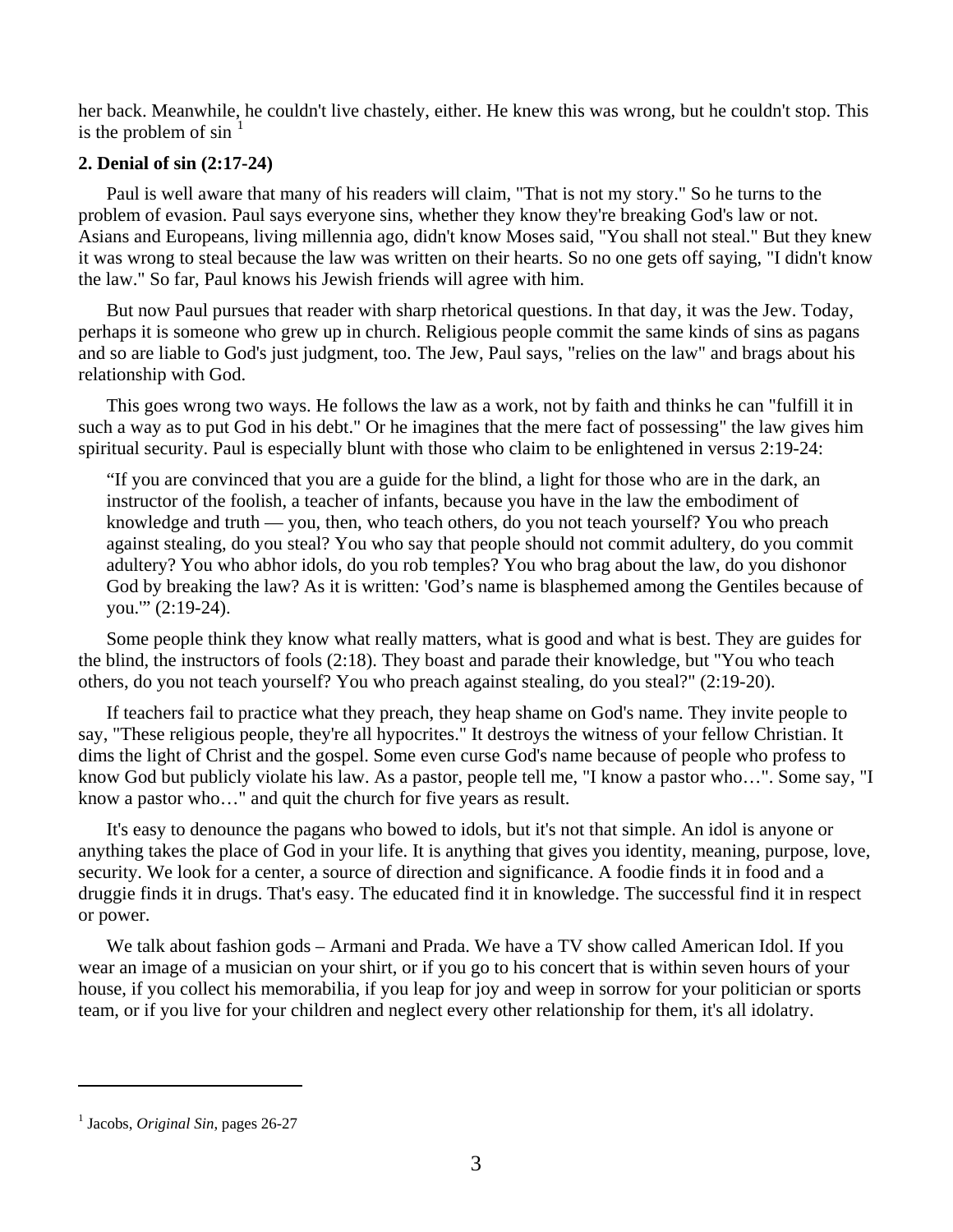her back. Meanwhile, he couldn't live chastely, either. He knew this was wrong, but he couldn't stop. This is the problem of sin [1]

**2. Denial of sin (2:17-24)**

Paul is well aware that many of his readers will claim, "That is not my story." So he turns to the problem of evasion. Paul says everyone sins, whether they know they're breaking God's law or not. Asians and Europeans, living millennia ago, didn't know Moses said, "You shall not steal." But they knew it was wrong to steal because the law was written on their hearts. So no one gets off saying, "I didn't know the law." So far, Paul knows his Jewish friends will agree with him.

But now Paul pursues that reader with sharp rhetorical questions. In that day, it was the Jew. Today, perhaps it is someone who grew up in church. Religious people commit the same kinds of sins as pagans and so are liable to God's just judgment, too. The Jew, Paul says, "relies on the law" and brags about his relationship with God.

This goes wrong two ways. He follows the law as a work, not by faith and thinks he can "fulfill it in such a way as to put God in his debt." Or he imagines that the mere fact of possessing" the law gives him spiritual security. Paul is especially blunt with those who claim to be enlightened in versus 2:19-24:

> "If you are convinced that you are a guide for the blind, a light for those who are in the dark, an instructor of the foolish, a teacher of infants, because you have in the law the embodiment of knowledge and truth — you, then, who teach others, do you not teach yourself? You who preach against stealing, do you steal? You who say that people should not commit adultery, do you commit adultery? You who abhor idols, do you rob temples? You who brag about the law, do you dishonor God by breaking the law? As it is written: 'God's name is blasphemed among the Gentiles because of you.'" (2:19-24).

Some people think they know what really matters, what is good and what is best. They are guides for the blind, the instructors of fools (2:18). They boast and parade their knowledge, but "You who teach others, do you not teach yourself? You who preach against stealing, do you steal?" (2:19-20).

If teachers fail to practice what they preach, they heap shame on God's name. They invite people to say, "These religious people, they're all hypocrites." It destroys the witness of your fellow Christian. It dims the light of Christ and the gospel. Some even curse God's name because of people who profess to know God but publicly violate his law. As a pastor, people tell me, "I know a pastor who…". Some say, "I know a pastor who…" and quit the church for five years as result.

It's easy to denounce the pagans who bowed to idols, but it's not that simple. An idol is anyone or anything takes the place of God in your life. It is anything that gives you identity, meaning, purpose, love, security. We look for a center, a source of direction and significance. A foodie finds it in food and a druggie finds it in drugs. That's easy. The educated find it in knowledge. The successful find it in respect or power.

We talk about fashion gods – Armani and Prada. We have a TV show called American Idol. If you wear an image of a musician on your shirt, or if you go to his concert that is within seven hours of your house, if you collect his memorabilia, if you leap for joy and weep in sorrow for your politician or sports team, or if you live for your children and neglect every other relationship for them, it's all idolatry.

---

[1] Jacobs, *Original Sin*, pages 26-27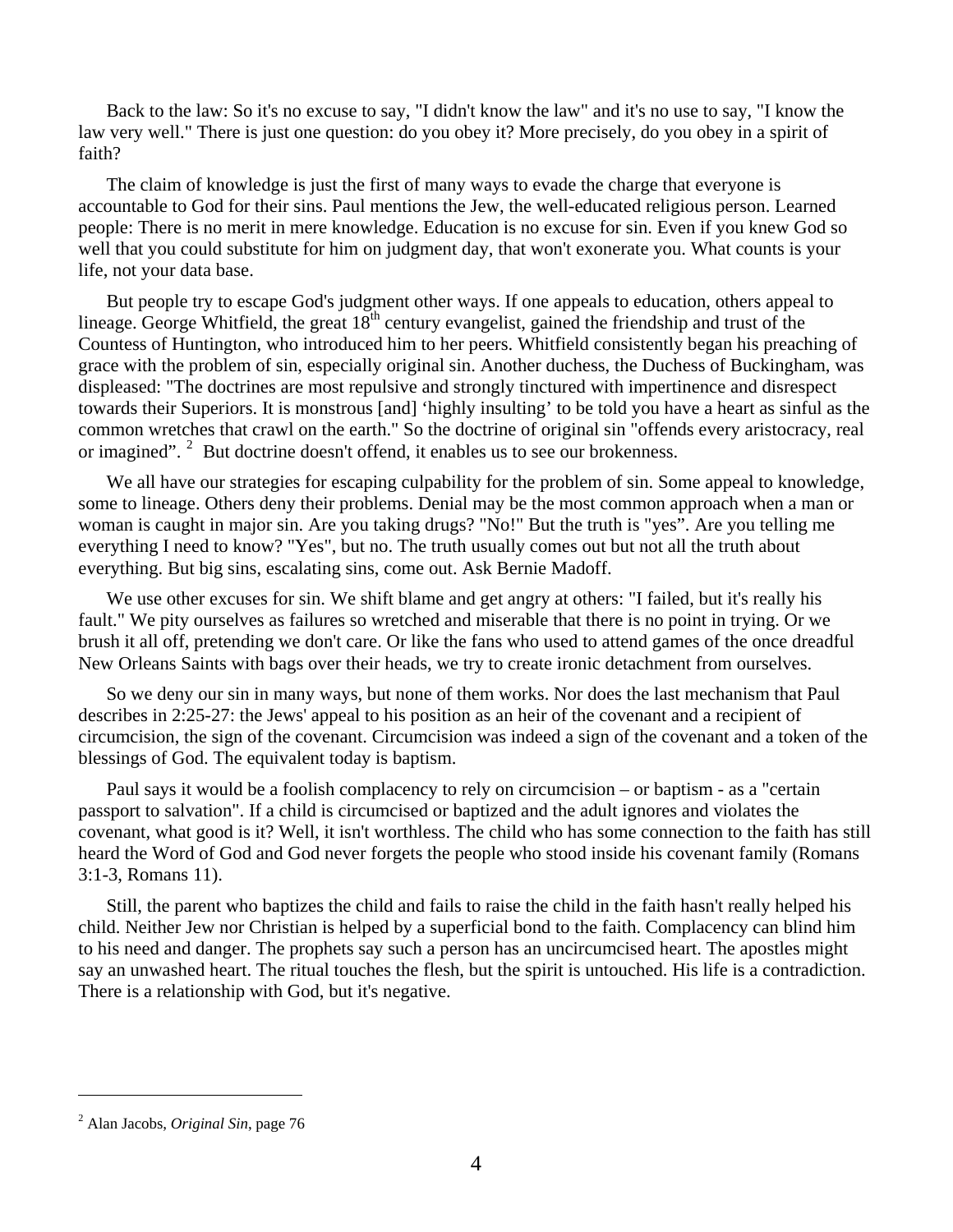Back to the law: So it's no excuse to say, "I didn't know the law" and it's no use to say, "I know the law very well." There is just one question: do you obey it? More precisely, do you obey in a spirit of faith?

The claim of knowledge is just the first of many ways to evade the charge that everyone is accountable to God for their sins. Paul mentions the Jew, the well-educated religious person. Learned people: There is no merit in mere knowledge. Education is no excuse for sin. Even if you knew God so well that you could substitute for him on judgment day, that won't exonerate you. What counts is your life, not your data base.

But people try to escape God's judgment other ways. If one appeals to education, others appeal to lineage. George Whitfield, the great 18th century evangelist, gained the friendship and trust of the Countess of Huntington, who introduced him to her peers. Whitfield consistently began his preaching of grace with the problem of sin, especially original sin. Another duchess, the Duchess of Buckingham, was displeased: "The doctrines are most repulsive and strongly tinctured with impertinence and disrespect towards their Superiors. It is monstrous [and] 'highly insulting' to be told you have a heart as sinful as the common wretches that crawl on the earth." So the doctrine of original sin "offends every aristocracy, real or imagined". [2] But doctrine doesn't offend, it enables us to see our brokenness.

We all have our strategies for escaping culpability for the problem of sin. Some appeal to knowledge, some to lineage. Others deny their problems. Denial may be the most common approach when a man or woman is caught in major sin. Are you taking drugs? "No!" But the truth is "yes". Are you telling me everything I need to know? "Yes", but no. The truth usually comes out but not all the truth about everything. But big sins, escalating sins, come out. Ask Bernie Madoff.

We use other excuses for sin. We shift blame and get angry at others: "I failed, but it's really his fault." We pity ourselves as failures so wretched and miserable that there is no point in trying. Or we brush it all off, pretending we don't care. Or like the fans who used to attend games of the once dreadful New Orleans Saints with bags over their heads, we try to create ironic detachment from ourselves.

So we deny our sin in many ways, but none of them works. Nor does the last mechanism that Paul describes in 2:25-27: the Jews' appeal to his position as an heir of the covenant and a recipient of circumcision, the sign of the covenant. Circumcision was indeed a sign of the covenant and a token of the blessings of God. The equivalent today is baptism.

Paul says it would be a foolish complacency to rely on circumcision – or baptism - as a "certain passport to salvation". If a child is circumcised or baptized and the adult ignores and violates the covenant, what good is it? Well, it isn't worthless. The child who has some connection to the faith has still heard the Word of God and God never forgets the people who stood inside his covenant family (Romans 3:1-3, Romans 11).

Still, the parent who baptizes the child and fails to raise the child in the faith hasn't really helped his child. Neither Jew nor Christian is helped by a superficial bond to the faith. Complacency can blind him to his need and danger. The prophets say such a person has an uncircumcised heart. The apostles might say an unwashed heart. The ritual touches the flesh, but the spirit is untouched. His life is a contradiction. There is a relationship with God, but it's negative.

---

[2] Alan Jacobs, *Original Sin*, page 76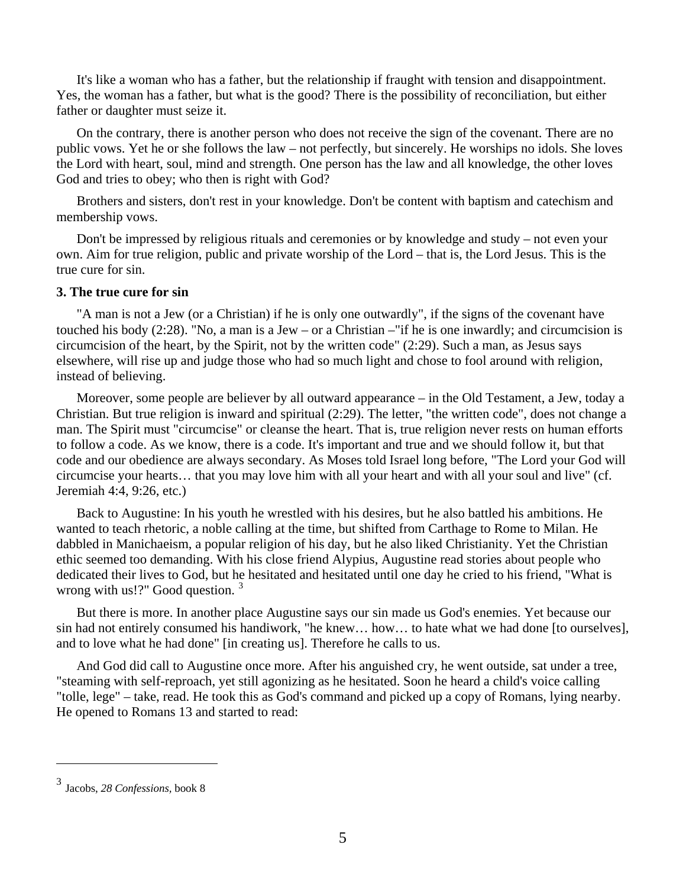It's like a woman who has a father, but the relationship if fraught with tension and disappointment. Yes, the woman has a father, but what is the good? There is the possibility of reconciliation, but either father or daughter must seize it.

On the contrary, there is another person who does not receive the sign of the covenant. There are no public vows. Yet he or she follows the law – not perfectly, but sincerely. He worships no idols. She loves the Lord with heart, soul, mind and strength. One person has the law and all knowledge, the other loves God and tries to obey; who then is right with God?

Brothers and sisters, don't rest in your knowledge. Don't be content with baptism and catechism and membership vows.

Don't be impressed by religious rituals and ceremonies or by knowledge and study – not even your own. Aim for true religion, public and private worship of the Lord – that is, the Lord Jesus. This is the true cure for sin.

**3. The true cure for sin**

"A man is not a Jew (or a Christian) if he is only one outwardly", if the signs of the covenant have touched his body (2:28). "No, a man is a Jew – or a Christian –"if he is one inwardly; and circumcision is circumcision of the heart, by the Spirit, not by the written code" (2:29). Such a man, as Jesus says elsewhere, will rise up and judge those who had so much light and chose to fool around with religion, instead of believing.

Moreover, some people are believer by all outward appearance – in the Old Testament, a Jew, today a Christian. But true religion is inward and spiritual (2:29). The letter, "the written code", does not change a man. The Spirit must "circumcise" or cleanse the heart. That is, true religion never rests on human efforts to follow a code. As we know, there is a code. It's important and true and we should follow it, but that code and our obedience are always secondary. As Moses told Israel long before, "The Lord your God will circumcise your hearts… that you may love him with all your heart and with all your soul and live" (cf. Jeremiah 4:4, 9:26, etc.)

Back to Augustine: In his youth he wrestled with his desires, but he also battled his ambitions. He wanted to teach rhetoric, a noble calling at the time, but shifted from Carthage to Rome to Milan. He dabbled in Manichaeism, a popular religion of his day, but he also liked Christianity. Yet the Christian ethic seemed too demanding. With his close friend Alypius, Augustine read stories about people who dedicated their lives to God, but he hesitated and hesitated until one day he cried to his friend, "What is wrong with us!?" Good question. [3]

But there is more. In another place Augustine says our sin made us God's enemies. Yet because our sin had not entirely consumed his handiwork, "he knew… how… to hate what we had done [to ourselves], and to love what he had done" [in creating us]. Therefore he calls to us.

And God did call to Augustine once more. After his anguished cry, he went outside, sat under a tree, "steaming with self-reproach, yet still agonizing as he hesitated. Soon he heard a child's voice calling "tolle, lege" – take, read. He took this as God's command and picked up a copy of Romans, lying nearby. He opened to Romans 13 and started to read:

---

[3] Jacobs, *28 Confessions,* book 8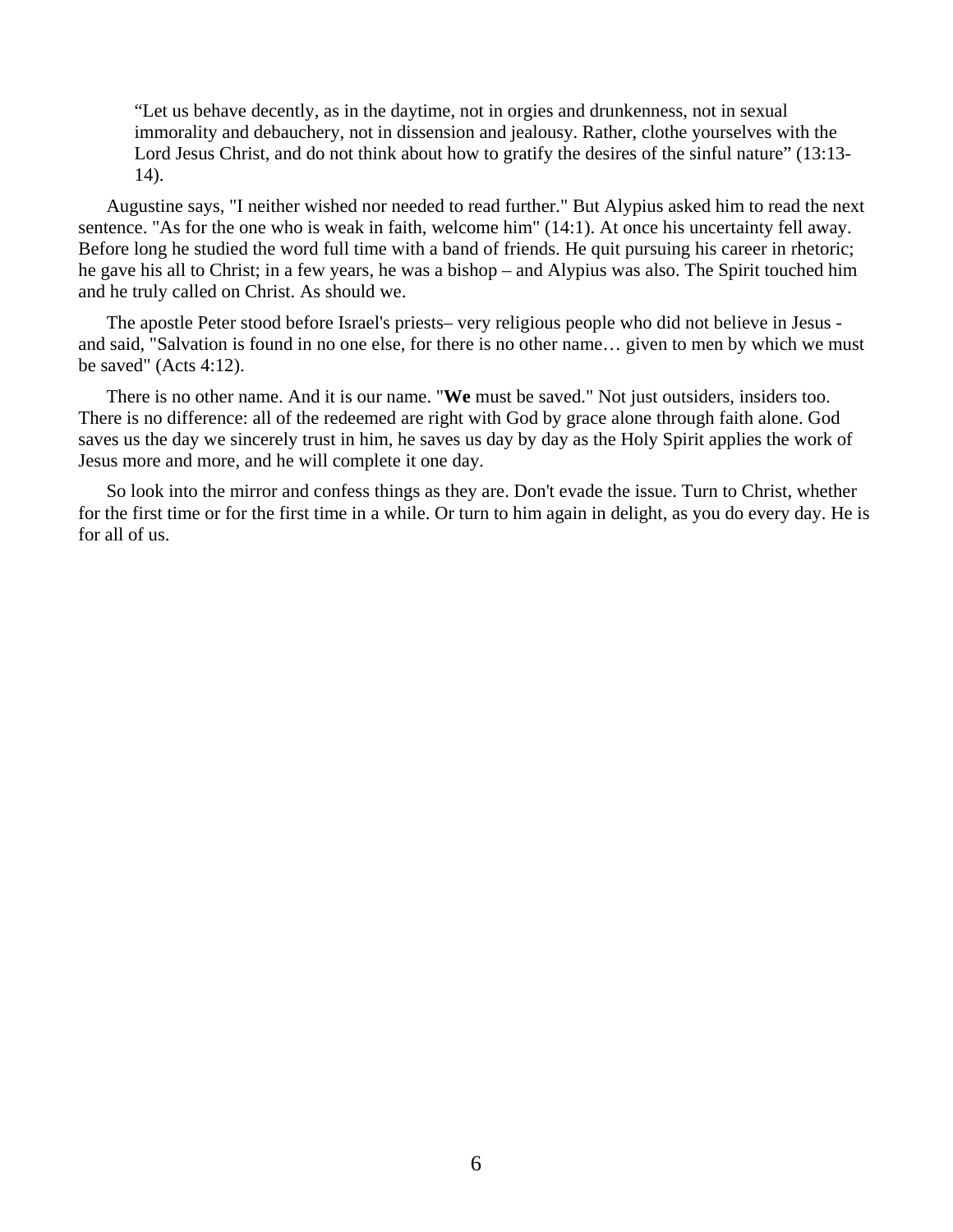> "Let us behave decently, as in the daytime, not in orgies and drunkenness, not in sexual immorality and debauchery, not in dissension and jealousy. Rather, clothe yourselves with the Lord Jesus Christ, and do not think about how to gratify the desires of the sinful nature" (13:13-14).

Augustine says, "I neither wished nor needed to read further." But Alypius asked him to read the next sentence. "As for the one who is weak in faith, welcome him" (14:1). At once his uncertainty fell away. Before long he studied the word full time with a band of friends. He quit pursuing his career in rhetoric; he gave his all to Christ; in a few years, he was a bishop – and Alypius was also. The Spirit touched him and he truly called on Christ. As should we.

The apostle Peter stood before Israel's priests– very religious people who did not believe in Jesus - and said, "Salvation is found in no one else, for there is no other name… given to men by which we must be saved" (Acts 4:12).

There is no other name. And it is our name. "**We** must be saved." Not just outsiders, insiders too. There is no difference: all of the redeemed are right with God by grace alone through faith alone. God saves us the day we sincerely trust in him, he saves us day by day as the Holy Spirit applies the work of Jesus more and more, and he will complete it one day.

So look into the mirror and confess things as they are. Don't evade the issue. Turn to Christ, whether for the first time or for the first time in a while. Or turn to him again in delight, as you do every day. He is for all of us.